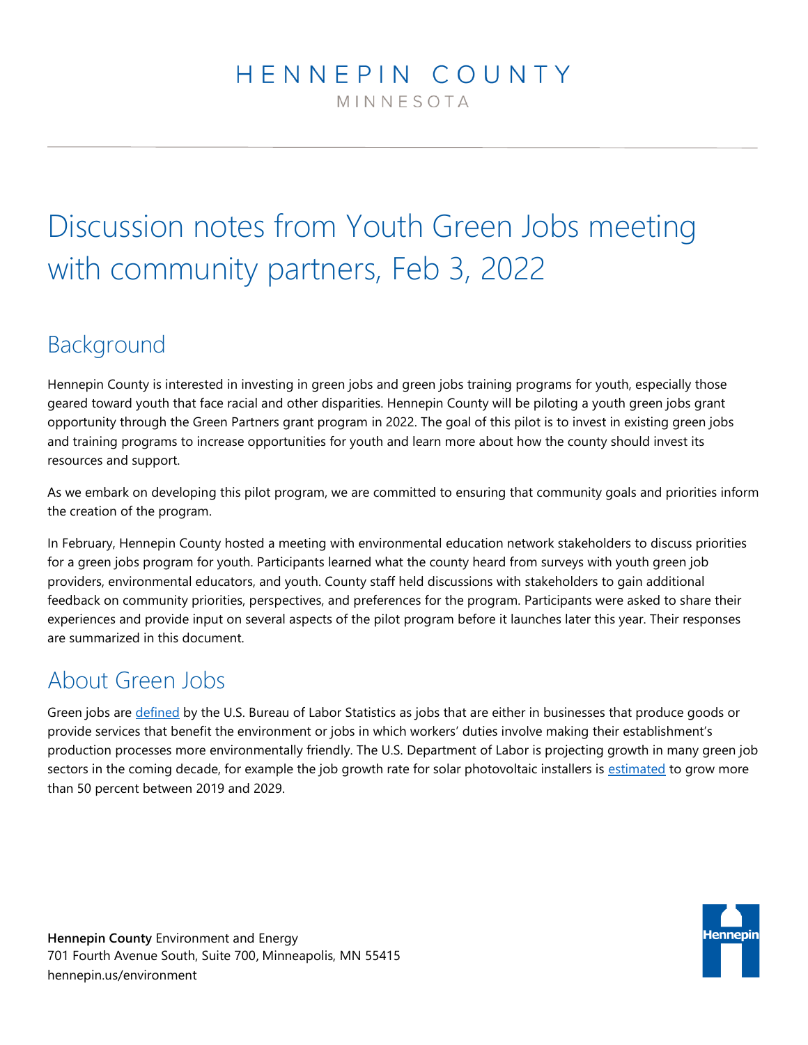HENNEPIN COUNTY

MINNESOTA

# Discussion notes from Youth Green Jobs meeting with community partners, Feb 3, 2022

## Background

Hennepin County is interested in investing in green jobs and green jobs training programs for youth, especially those geared toward youth that face racial and other disparities. Hennepin County will be piloting a youth green jobs grant opportunity through the Green Partners grant program in 2022. The goal of this pilot is to invest in existing green jobs and training programs to increase opportunities for youth and learn more about how the county should invest its resources and support.

As we embark on developing this pilot program, we are committed to ensuring that community goals and priorities inform the creation of the program.

In February, Hennepin County hosted a meeting with environmental education network stakeholders to discuss priorities for a green jobs program for youth. Participants learned what the county heard from surveys with youth green job providers, environmental educators, and youth. County staff held discussions with stakeholders to gain additional feedback on community priorities, perspectives, and preferences for the program. Participants were asked to share their experiences and provide input on several aspects of the pilot program before it launches later this year. Their responses are summarized in this document.

## About Green Jobs

Green jobs are defined by the U.S. Bureau of Labor Statistics as jobs that are either in businesses that produce goods or provide services that benefit the environment or jobs in which workers' duties involve making their establishment's production processes more environmentally friendly. The U.S. Department of Labor is projecting growth in many green job sectors in the coming decade, for example the job growth rate for solar photovoltaic installers is estimated to grow more than 50 percent between 2019 and 2029.

**Hennepin County** Environment and Energy
701 Fourth Avenue South, Suite 700, Minneapolis, MN 55415
hennepin.us/environment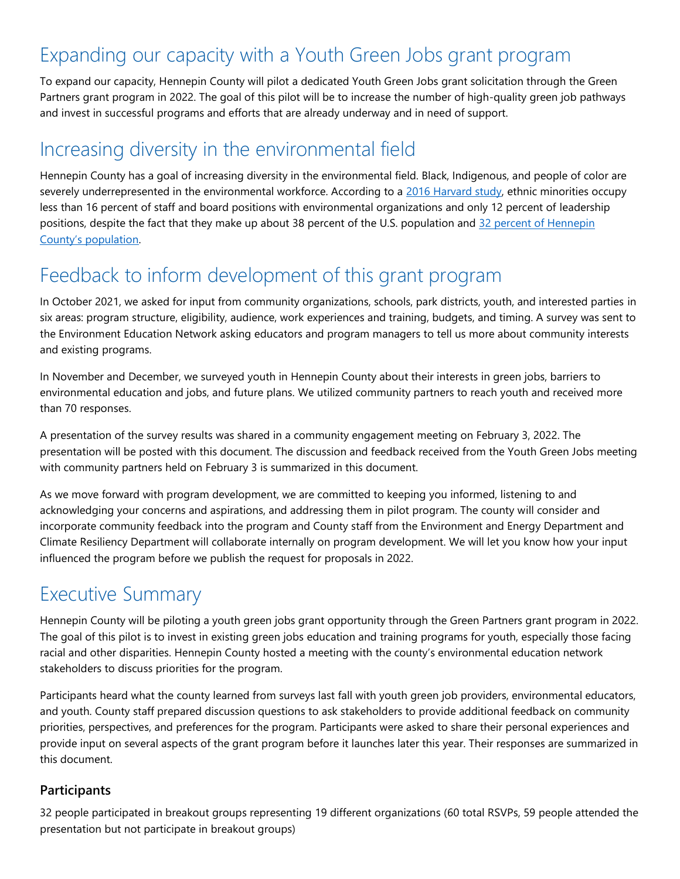# Expanding our capacity with a Youth Green Jobs grant program

To expand our capacity, Hennepin County will pilot a dedicated Youth Green Jobs grant solicitation through the Green Partners grant program in 2022. The goal of this pilot will be to increase the number of high-quality green job pathways and invest in successful programs and efforts that are already underway and in need of support.

# Increasing diversity in the environmental field

Hennepin County has a goal of increasing diversity in the environmental field. Black, Indigenous, and people of color are severely underrepresented in the environmental workforce. According to a [2016 Harvard study](), ethnic minorities occupy less than 16 percent of staff and board positions with environmental organizations and only 12 percent of leadership positions, despite the fact that they make up about 38 percent of the U.S. population and [32 percent of Hennepin County's population]().

# Feedback to inform development of this grant program

In October 2021, we asked for input from community organizations, schools, park districts, youth, and interested parties in six areas: program structure, eligibility, audience, work experiences and training, budgets, and timing. A survey was sent to the Environment Education Network asking educators and program managers to tell us more about community interests and existing programs.

In November and December, we surveyed youth in Hennepin County about their interests in green jobs, barriers to environmental education and jobs, and future plans. We utilized community partners to reach youth and received more than 70 responses.

A presentation of the survey results was shared in a community engagement meeting on February 3, 2022. The presentation will be posted with this document. The discussion and feedback received from the Youth Green Jobs meeting with community partners held on February 3 is summarized in this document.

As we move forward with program development, we are committed to keeping you informed, listening to and acknowledging your concerns and aspirations, and addressing them in pilot program. The county will consider and incorporate community feedback into the program and County staff from the Environment and Energy Department and Climate Resiliency Department will collaborate internally on program development. We will let you know how your input influenced the program before we publish the request for proposals in 2022.

# Executive Summary

Hennepin County will be piloting a youth green jobs grant opportunity through the Green Partners grant program in 2022. The goal of this pilot is to invest in existing green jobs education and training programs for youth, especially those facing racial and other disparities. Hennepin County hosted a meeting with the county's environmental education network stakeholders to discuss priorities for the program.

Participants heard what the county learned from surveys last fall with youth green job providers, environmental educators, and youth. County staff prepared discussion questions to ask stakeholders to provide additional feedback on community priorities, perspectives, and preferences for the program. Participants were asked to share their personal experiences and provide input on several aspects of the grant program before it launches later this year. Their responses are summarized in this document.

### Participants

32 people participated in breakout groups representing 19 different organizations (60 total RSVPs, 59 people attended the presentation but not participate in breakout groups)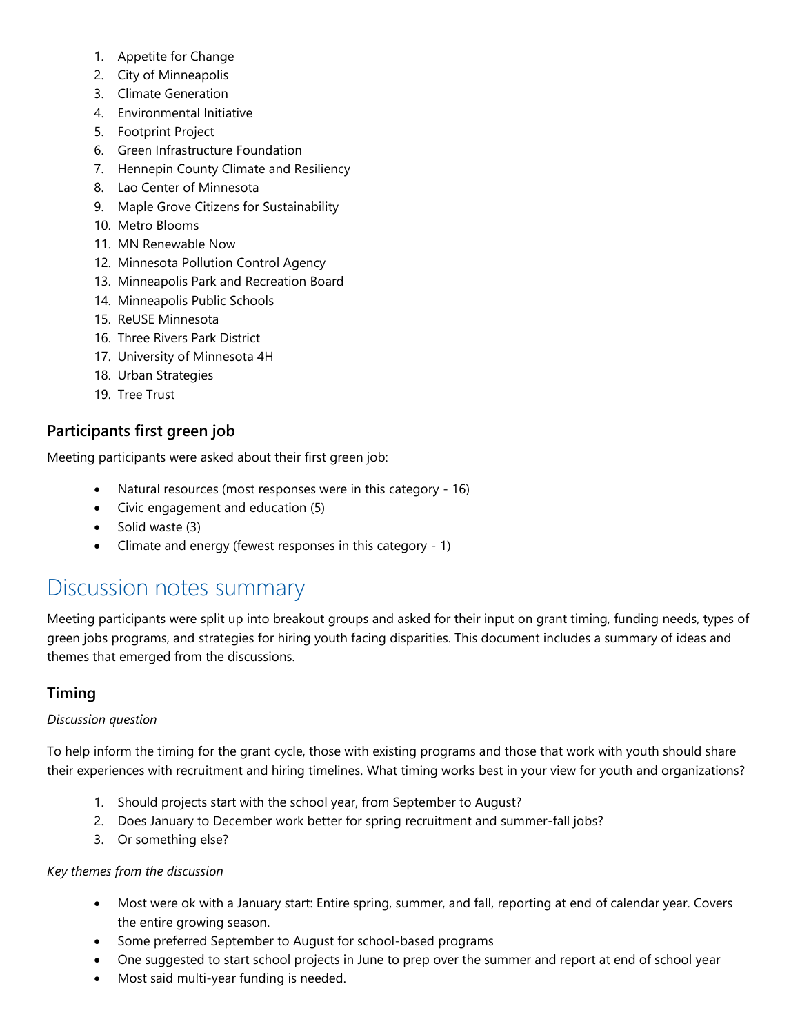1. Appetite for Change
2. City of Minneapolis
3. Climate Generation
4. Environmental Initiative
5. Footprint Project
6. Green Infrastructure Foundation
7. Hennepin County Climate and Resiliency
8. Lao Center of Minnesota
9. Maple Grove Citizens for Sustainability
10. Metro Blooms
11. MN Renewable Now
12. Minnesota Pollution Control Agency
13. Minneapolis Park and Recreation Board
14. Minneapolis Public Schools
15. ReUSE Minnesota
16. Three Rivers Park District
17. University of Minnesota 4H
18. Urban Strategies
19. Tree Trust

### Participants first green job

Meeting participants were asked about their first green job:

- Natural resources (most responses were in this category - 16)
- Civic engagement and education (5)
- Solid waste (3)
- Climate and energy (fewest responses in this category - 1)

## Discussion notes summary

Meeting participants were split up into breakout groups and asked for their input on grant timing, funding needs, types of green jobs programs, and strategies for hiring youth facing disparities. This document includes a summary of ideas and themes that emerged from the discussions.

### Timing

*Discussion question*

To help inform the timing for the grant cycle, those with existing programs and those that work with youth should share their experiences with recruitment and hiring timelines. What timing works best in your view for youth and organizations?

1. Should projects start with the school year, from September to August?
2. Does January to December work better for spring recruitment and summer-fall jobs?
3. Or something else?

*Key themes from the discussion*

- Most were ok with a January start: Entire spring, summer, and fall, reporting at end of calendar year. Covers the entire growing season.
- Some preferred September to August for school-based programs
- One suggested to start school projects in June to prep over the summer and report at end of school year
- Most said multi-year funding is needed.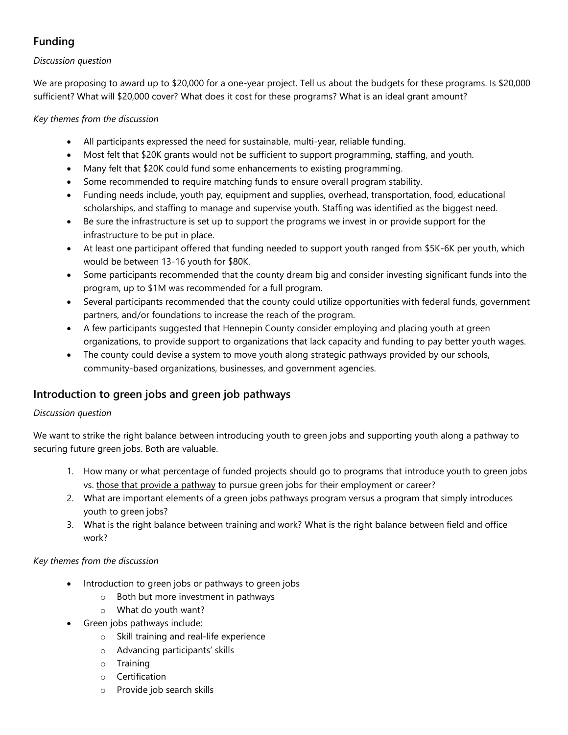## Funding

*Discussion question*

We are proposing to award up to $20,000 for a one-year project. Tell us about the budgets for these programs. Is $20,000 sufficient? What will $20,000 cover? What does it cost for these programs? What is an ideal grant amount?

*Key themes from the discussion*

- All participants expressed the need for sustainable, multi-year, reliable funding.
- Most felt that $20K grants would not be sufficient to support programming, staffing, and youth.
- Many felt that $20K could fund some enhancements to existing programming.
- Some recommended to require matching funds to ensure overall program stability.
- Funding needs include, youth pay, equipment and supplies, overhead, transportation, food, educational scholarships, and staffing to manage and supervise youth. Staffing was identified as the biggest need.
- Be sure the infrastructure is set up to support the programs we invest in or provide support for the infrastructure to be put in place.
- At least one participant offered that funding needed to support youth ranged from $5K-6K per youth, which would be between 13-16 youth for $80K.
- Some participants recommended that the county dream big and consider investing significant funds into the program, up to $1M was recommended for a full program.
- Several participants recommended that the county could utilize opportunities with federal funds, government partners, and/or foundations to increase the reach of the program.
- A few participants suggested that Hennepin County consider employing and placing youth at green organizations, to provide support to organizations that lack capacity and funding to pay better youth wages.
- The county could devise a system to move youth along strategic pathways provided by our schools, community-based organizations, businesses, and government agencies.

## Introduction to green jobs and green job pathways

*Discussion question*

We want to strike the right balance between introducing youth to green jobs and supporting youth along a pathway to securing future green jobs. Both are valuable.

1. How many or what percentage of funded projects should go to programs that <u>introduce youth to green jobs</u> vs. <u>those that provide a pathway</u> to pursue green jobs for their employment or career?
2. What are important elements of a green jobs pathways program versus a program that simply introduces youth to green jobs?
3. What is the right balance between training and work? What is the right balance between field and office work?

*Key themes from the discussion*

- Introduction to green jobs or pathways to green jobs
  - Both but more investment in pathways
  - What do youth want?
- Green jobs pathways include:
  - Skill training and real-life experience
  - Advancing participants' skills
  - Training
  - Certification
  - Provide job search skills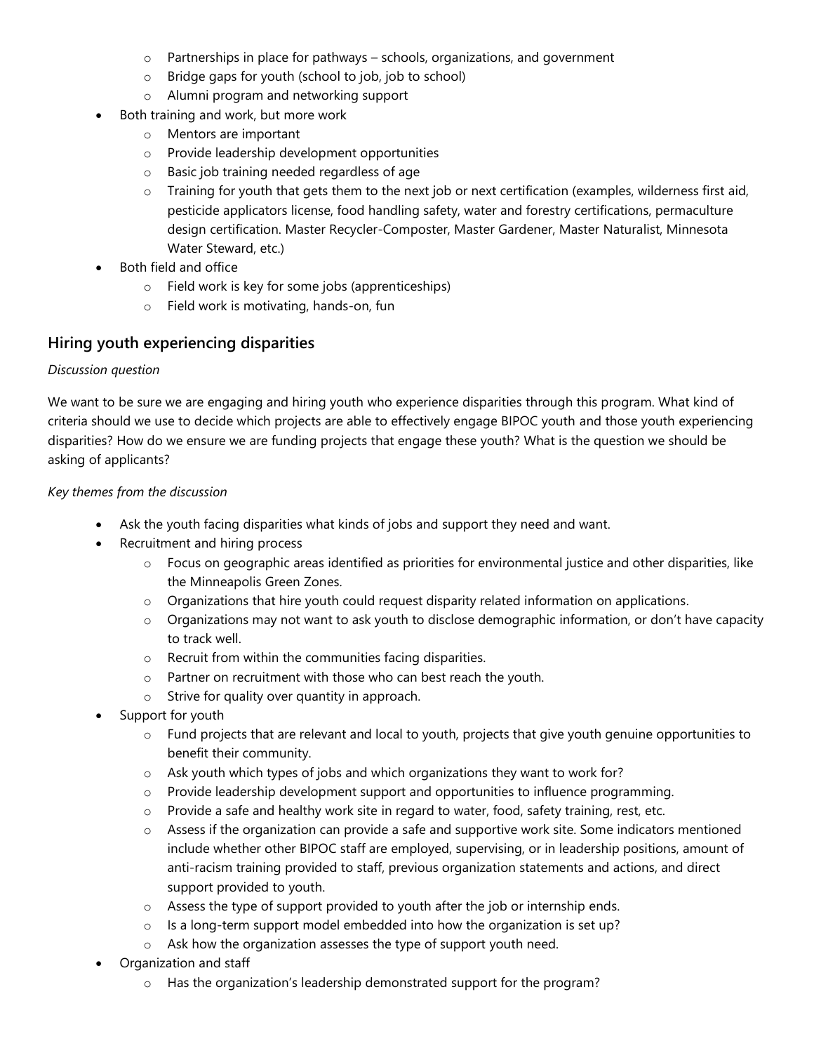- Partnerships in place for pathways – schools, organizations, and government
    - Bridge gaps for youth (school to job, job to school)
    - Alumni program and networking support
- Both training and work, but more work
    - Mentors are important
    - Provide leadership development opportunities
    - Basic job training needed regardless of age
    - Training for youth that gets them to the next job or next certification (examples, wilderness first aid, pesticide applicators license, food handling safety, water and forestry certifications, permaculture design certification. Master Recycler-Composter, Master Gardener, Master Naturalist, Minnesota Water Steward, etc.)
- Both field and office
    - Field work is key for some jobs (apprenticeships)
    - Field work is motivating, hands-on, fun

## Hiring youth experiencing disparities

*Discussion question*

We want to be sure we are engaging and hiring youth who experience disparities through this program. What kind of criteria should we use to decide which projects are able to effectively engage BIPOC youth and those youth experiencing disparities? How do we ensure we are funding projects that engage these youth? What is the question we should be asking of applicants?

*Key themes from the discussion*

- Ask the youth facing disparities what kinds of jobs and support they need and want.
- Recruitment and hiring process
    - Focus on geographic areas identified as priorities for environmental justice and other disparities, like the Minneapolis Green Zones.
    - Organizations that hire youth could request disparity related information on applications.
    - Organizations may not want to ask youth to disclose demographic information, or don't have capacity to track well.
    - Recruit from within the communities facing disparities.
    - Partner on recruitment with those who can best reach the youth.
    - Strive for quality over quantity in approach.
- Support for youth
    - Fund projects that are relevant and local to youth, projects that give youth genuine opportunities to benefit their community.
    - Ask youth which types of jobs and which organizations they want to work for?
    - Provide leadership development support and opportunities to influence programming.
    - Provide a safe and healthy work site in regard to water, food, safety training, rest, etc.
    - Assess if the organization can provide a safe and supportive work site. Some indicators mentioned include whether other BIPOC staff are employed, supervising, or in leadership positions, amount of anti-racism training provided to staff, previous organization statements and actions, and direct support provided to youth.
    - Assess the type of support provided to youth after the job or internship ends.
    - Is a long-term support model embedded into how the organization is set up?
    - Ask how the organization assesses the type of support youth need.
- Organization and staff
    - Has the organization's leadership demonstrated support for the program?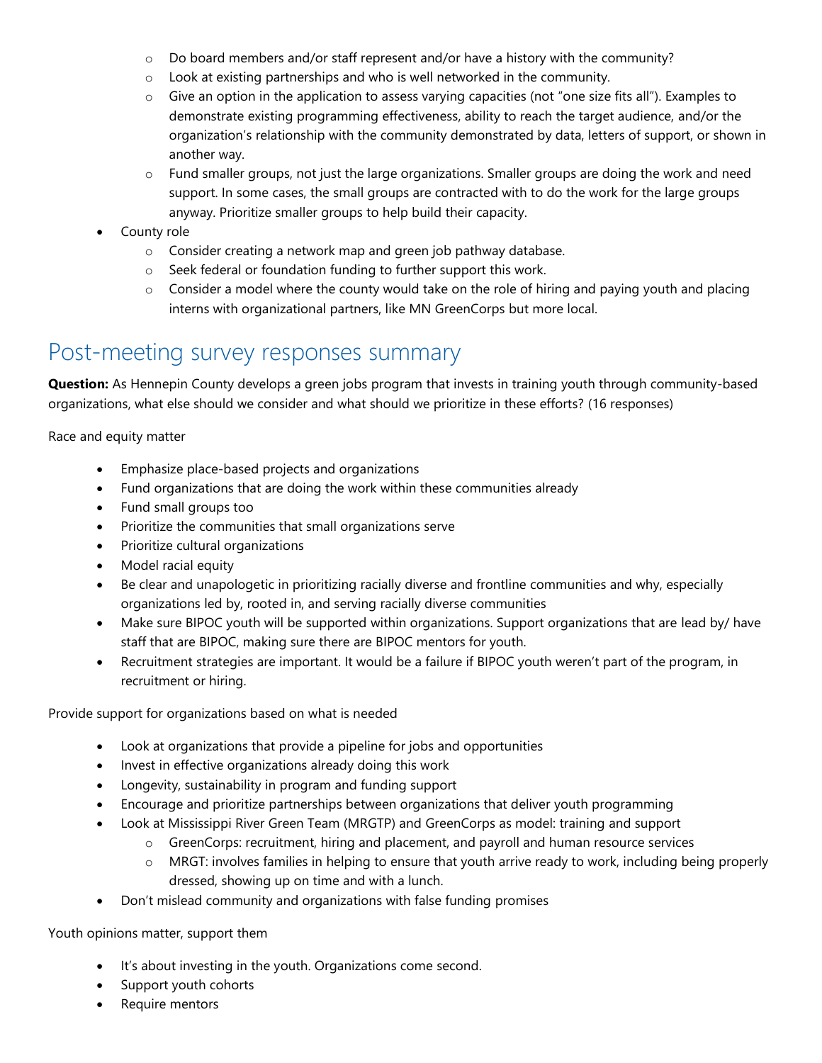- Do board members and/or staff represent and/or have a history with the community?
  - Look at existing partnerships and who is well networked in the community.
  - Give an option in the application to assess varying capacities (not "one size fits all"). Examples to demonstrate existing programming effectiveness, ability to reach the target audience, and/or the organization's relationship with the community demonstrated by data, letters of support, or shown in another way.
  - Fund smaller groups, not just the large organizations. Smaller groups are doing the work and need support. In some cases, the small groups are contracted with to do the work for the large groups anyway. Prioritize smaller groups to help build their capacity.
- County role
  - Consider creating a network map and green job pathway database.
  - Seek federal or foundation funding to further support this work.
  - Consider a model where the county would take on the role of hiring and paying youth and placing interns with organizational partners, like MN GreenCorps but more local.

## Post-meeting survey responses summary

**Question:** As Hennepin County develops a green jobs program that invests in training youth through community-based organizations, what else should we consider and what should we prioritize in these efforts? (16 responses)

Race and equity matter

- Emphasize place-based projects and organizations
- Fund organizations that are doing the work within these communities already
- Fund small groups too
- Prioritize the communities that small organizations serve
- Prioritize cultural organizations
- Model racial equity
- Be clear and unapologetic in prioritizing racially diverse and frontline communities and why, especially organizations led by, rooted in, and serving racially diverse communities
- Make sure BIPOC youth will be supported within organizations. Support organizations that are lead by/ have staff that are BIPOC, making sure there are BIPOC mentors for youth.
- Recruitment strategies are important. It would be a failure if BIPOC youth weren't part of the program, in recruitment or hiring.

Provide support for organizations based on what is needed

- Look at organizations that provide a pipeline for jobs and opportunities
- Invest in effective organizations already doing this work
- Longevity, sustainability in program and funding support
- Encourage and prioritize partnerships between organizations that deliver youth programming
- Look at Mississippi River Green Team (MRGTP) and GreenCorps as model: training and support
  - GreenCorps: recruitment, hiring and placement, and payroll and human resource services
  - MRGT: involves families in helping to ensure that youth arrive ready to work, including being properly dressed, showing up on time and with a lunch.
- Don't mislead community and organizations with false funding promises

Youth opinions matter, support them

- It's about investing in the youth. Organizations come second.
- Support youth cohorts
- Require mentors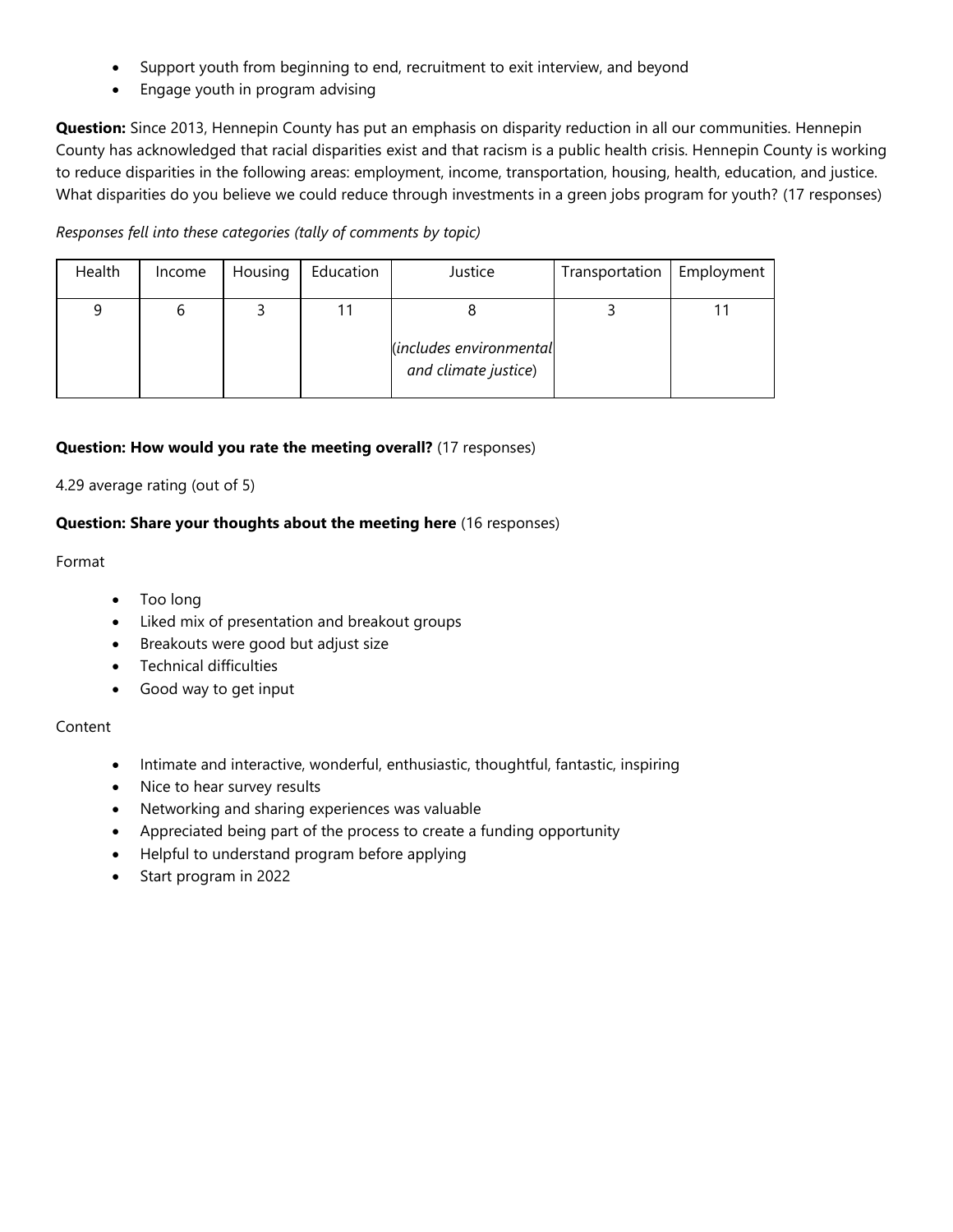- Support youth from beginning to end, recruitment to exit interview, and beyond
- Engage youth in program advising

**Question:** Since 2013, Hennepin County has put an emphasis on disparity reduction in all our communities. Hennepin County has acknowledged that racial disparities exist and that racism is a public health crisis. Hennepin County is working to reduce disparities in the following areas: employment, income, transportation, housing, health, education, and justice. What disparities do you believe we could reduce through investments in a green jobs program for youth? (17 responses)

*Responses fell into these categories (tally of comments by topic)*

| Health | Income | Housing | Education | Justice | Transportation | Employment |
|---|---|---|---|---|---|---|
| 9 | 6 | 3 | 11 | 8 (*includes environmental and climate justice*) | 3 | 11 |

**Question: How would you rate the meeting overall?** (17 responses)

4.29 average rating (out of 5)

**Question: Share your thoughts about the meeting here** (16 responses)

Format

- Too long
- Liked mix of presentation and breakout groups
- Breakouts were good but adjust size
- Technical difficulties
- Good way to get input

Content

- Intimate and interactive, wonderful, enthusiastic, thoughtful, fantastic, inspiring
- Nice to hear survey results
- Networking and sharing experiences was valuable
- Appreciated being part of the process to create a funding opportunity
- Helpful to understand program before applying
- Start program in 2022